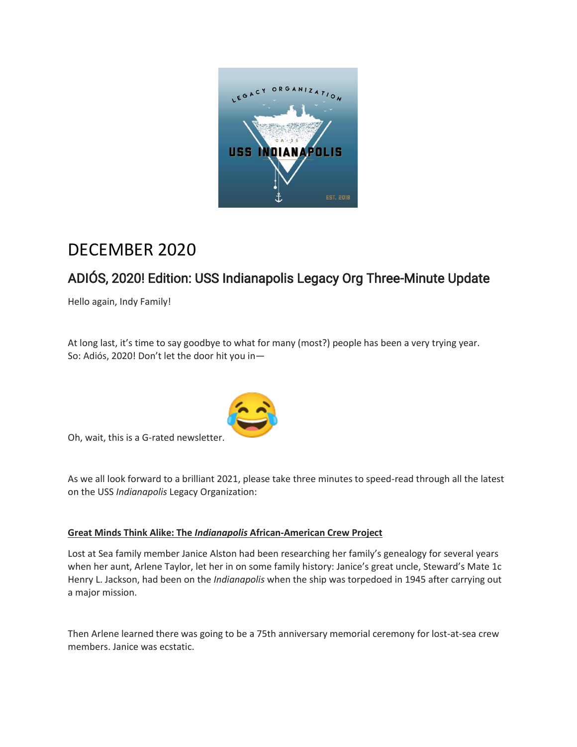# DECEMBER 2020

## ADIÓS, 2020! Edition: USS Indianapolis Legacy Org Three-Minute Update

Hello again, Indy Family!

At long last, it's time to say goodbye to what for many (most?) people has been a very trying year. So: Adiós, 2020! Don't let the door hit you in—

Oh, wait, this is a G-rated newsletter. 😂

As we all look forward to a brilliant 2021, please take three minutes to speed-read through all the latest on the USS *Indianapolis* Legacy Organization:

**Great Minds Think Alike: The *Indianapolis* African-American Crew Project**

Lost at Sea family member Janice Alston had been researching her family's genealogy for several years when her aunt, Arlene Taylor, let her in on some family history: Janice's great uncle, Steward's Mate 1c Henry L. Jackson, had been on the *Indianapolis* when the ship was torpedoed in 1945 after carrying out a major mission.

Then Arlene learned there was going to be a 75th anniversary memorial ceremony for lost-at-sea crew members. Janice was ecstatic.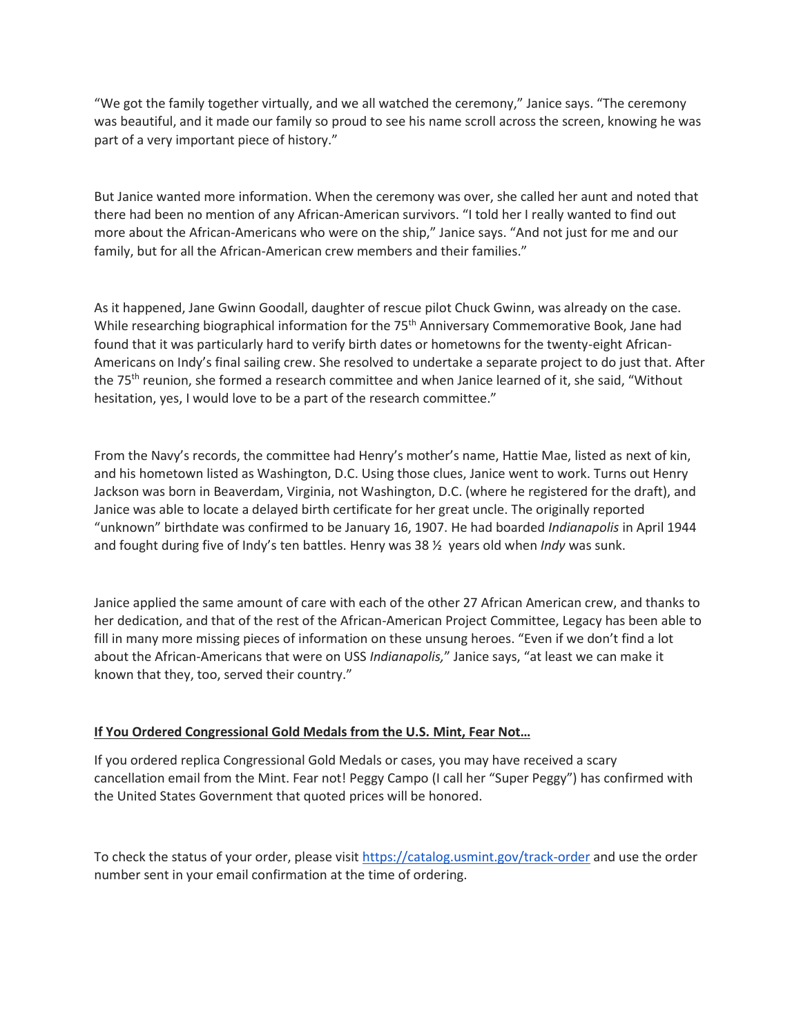"We got the family together virtually, and we all watched the ceremony," Janice says. "The ceremony was beautiful, and it made our family so proud to see his name scroll across the screen, knowing he was part of a very important piece of history."

But Janice wanted more information. When the ceremony was over, she called her aunt and noted that there had been no mention of any African-American survivors. "I told her I really wanted to find out more about the African-Americans who were on the ship," Janice says. "And not just for me and our family, but for all the African-American crew members and their families."

As it happened, Jane Gwinn Goodall, daughter of rescue pilot Chuck Gwinn, was already on the case. While researching biographical information for the 75th Anniversary Commemorative Book, Jane had found that it was particularly hard to verify birth dates or hometowns for the twenty-eight African-Americans on Indy's final sailing crew. She resolved to undertake a separate project to do just that. After the 75th reunion, she formed a research committee and when Janice learned of it, she said, "Without hesitation, yes, I would love to be a part of the research committee."

From the Navy's records, the committee had Henry's mother's name, Hattie Mae, listed as next of kin, and his hometown listed as Washington, D.C. Using those clues, Janice went to work. Turns out Henry Jackson was born in Beaverdam, Virginia, not Washington, D.C. (where he registered for the draft), and Janice was able to locate a delayed birth certificate for her great uncle. The originally reported "unknown" birthdate was confirmed to be January 16, 1907. He had boarded *Indianapolis* in April 1944 and fought during five of Indy's ten battles. Henry was 38 ½ years old when *Indy* was sunk.

Janice applied the same amount of care with each of the other 27 African American crew, and thanks to her dedication, and that of the rest of the African-American Project Committee, Legacy has been able to fill in many more missing pieces of information on these unsung heroes. "Even if we don't find a lot about the African-Americans that were on USS *Indianapolis,*" Janice says, "at least we can make it known that they, too, served their country."

## **If You Ordered Congressional Gold Medals from the U.S. Mint, Fear Not…**

If you ordered replica Congressional Gold Medals or cases, you may have received a scary cancellation email from the Mint. Fear not! Peggy Campo (I call her "Super Peggy") has confirmed with the United States Government that quoted prices will be honored.

To check the status of your order, please visit [https://catalog.usmint.gov/track-order](https://catalog.usmint.gov/track-order) and use the order number sent in your email confirmation at the time of ordering.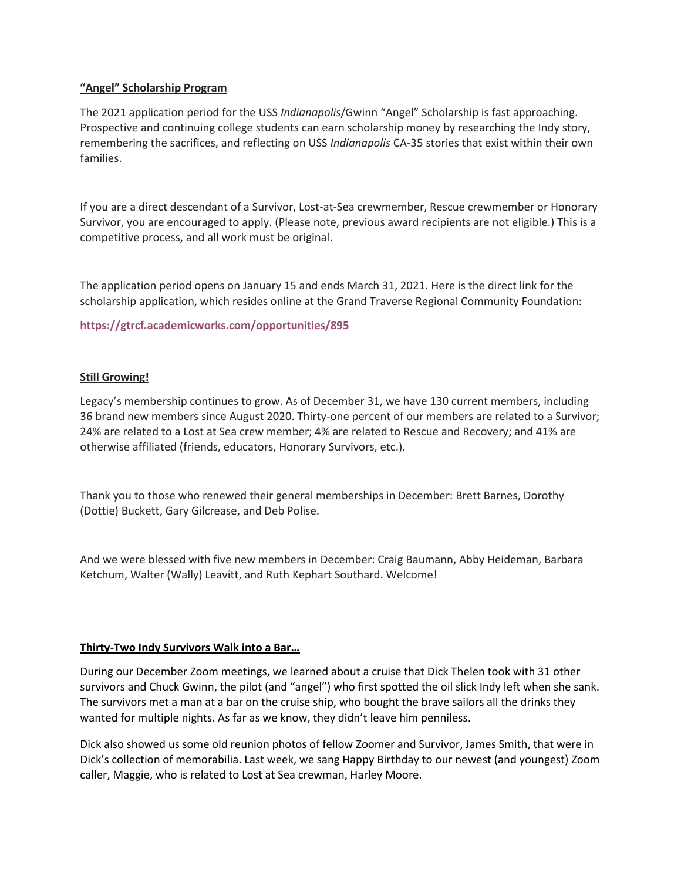**“Angel” Scholarship Program**

The 2021 application period for the USS *Indianapolis*/Gwinn “Angel” Scholarship is fast approaching. Prospective and continuing college students can earn scholarship money by researching the Indy story, remembering the sacrifices, and reflecting on USS *Indianapolis* CA-35 stories that exist within their own families.

If you are a direct descendant of a Survivor, Lost-at-Sea crewmember, Rescue crewmember or Honorary Survivor, you are encouraged to apply. (Please note, previous award recipients are not eligible.) This is a competitive process, and all work must be original.

The application period opens on January 15 and ends March 31, 2021. Here is the direct link for the scholarship application, which resides online at the Grand Traverse Regional Community Foundation:

**https://gtrcf.academicworks.com/opportunities/895**

**Still Growing!**

Legacy’s membership continues to grow. As of December 31, we have 130 current members, including 36 brand new members since August 2020. Thirty-one percent of our members are related to a Survivor; 24% are related to a Lost at Sea crew member; 4% are related to Rescue and Recovery; and 41% are otherwise affiliated (friends, educators, Honorary Survivors, etc.).

Thank you to those who renewed their general memberships in December: Brett Barnes, Dorothy (Dottie) Buckett, Gary Gilcrease, and Deb Polise.

And we were blessed with five new members in December: Craig Baumann, Abby Heideman, Barbara Ketchum, Walter (Wally) Leavitt, and Ruth Kephart Southard. Welcome!

**Thirty-Two Indy Survivors Walk into a Bar…**

During our December Zoom meetings, we learned about a cruise that Dick Thelen took with 31 other survivors and Chuck Gwinn, the pilot (and “angel”) who first spotted the oil slick Indy left when she sank. The survivors met a man at a bar on the cruise ship, who bought the brave sailors all the drinks they wanted for multiple nights. As far as we know, they didn’t leave him penniless.

Dick also showed us some old reunion photos of fellow Zoomer and Survivor, James Smith, that were in Dick’s collection of memorabilia. Last week, we sang Happy Birthday to our newest (and youngest) Zoom caller, Maggie, who is related to Lost at Sea crewman, Harley Moore.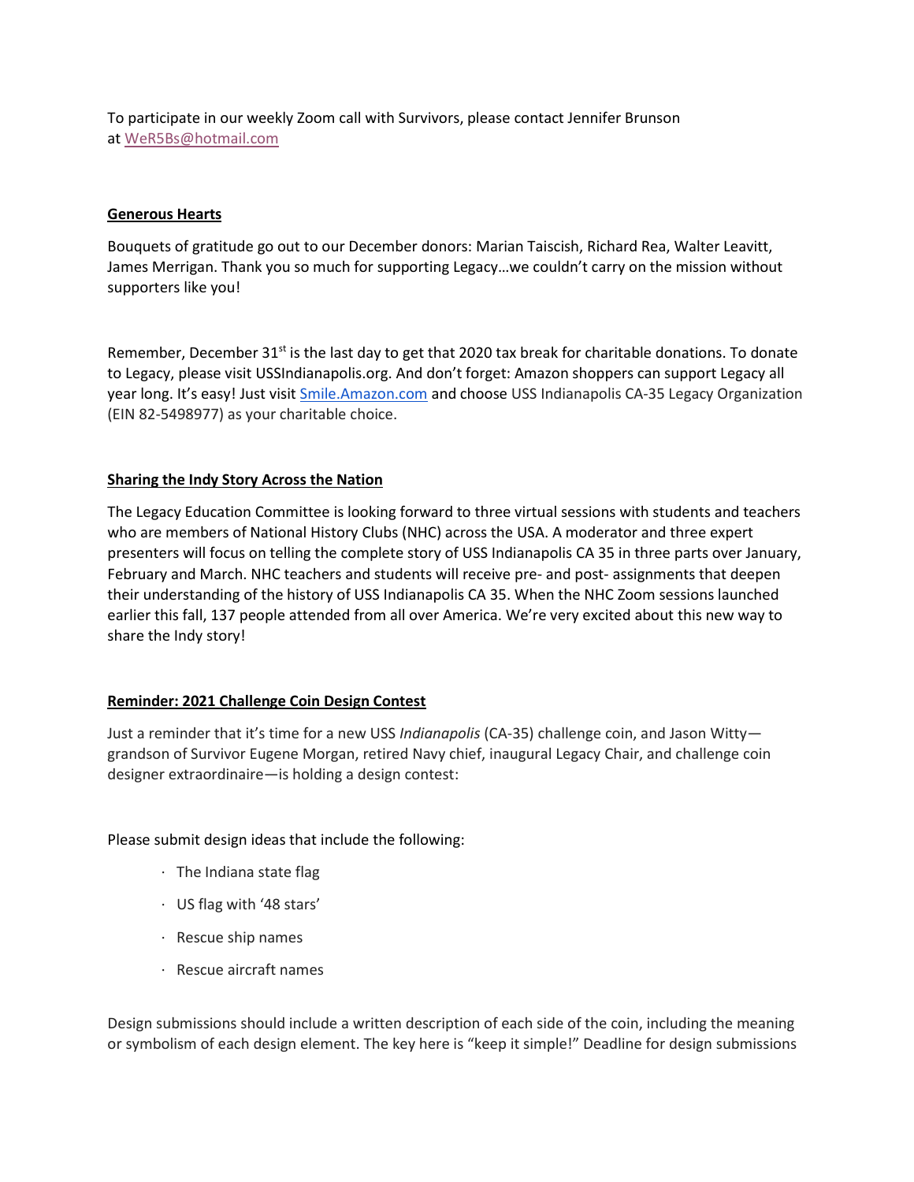To participate in our weekly Zoom call with Survivors, please contact Jennifer Brunson at WeR5Bs@hotmail.com

**Generous Hearts**

Bouquets of gratitude go out to our December donors: Marian Taiscish, Richard Rea, Walter Leavitt, James Merrigan. Thank you so much for supporting Legacy…we couldn't carry on the mission without supporters like you!

Remember, December 31st is the last day to get that 2020 tax break for charitable donations. To donate to Legacy, please visit USSIndianapolis.org. And don't forget: Amazon shoppers can support Legacy all year long. It's easy! Just visit Smile.Amazon.com and choose USS Indianapolis CA-35 Legacy Organization (EIN 82-5498977) as your charitable choice.

**Sharing the Indy Story Across the Nation**

The Legacy Education Committee is looking forward to three virtual sessions with students and teachers who are members of National History Clubs (NHC) across the USA. A moderator and three expert presenters will focus on telling the complete story of USS Indianapolis CA 35 in three parts over January, February and March. NHC teachers and students will receive pre- and post- assignments that deepen their understanding of the history of USS Indianapolis CA 35. When the NHC Zoom sessions launched earlier this fall, 137 people attended from all over America. We're very excited about this new way to share the Indy story!

**Reminder: 2021 Challenge Coin Design Contest**

Just a reminder that it's time for a new USS *Indianapolis* (CA-35) challenge coin, and Jason Witty—grandson of Survivor Eugene Morgan, retired Navy chief, inaugural Legacy Chair, and challenge coin designer extraordinaire—is holding a design contest:

Please submit design ideas that include the following:

- The Indiana state flag
- US flag with '48 stars'
- Rescue ship names
- Rescue aircraft names

Design submissions should include a written description of each side of the coin, including the meaning or symbolism of each design element. The key here is "keep it simple!" Deadline for design submissions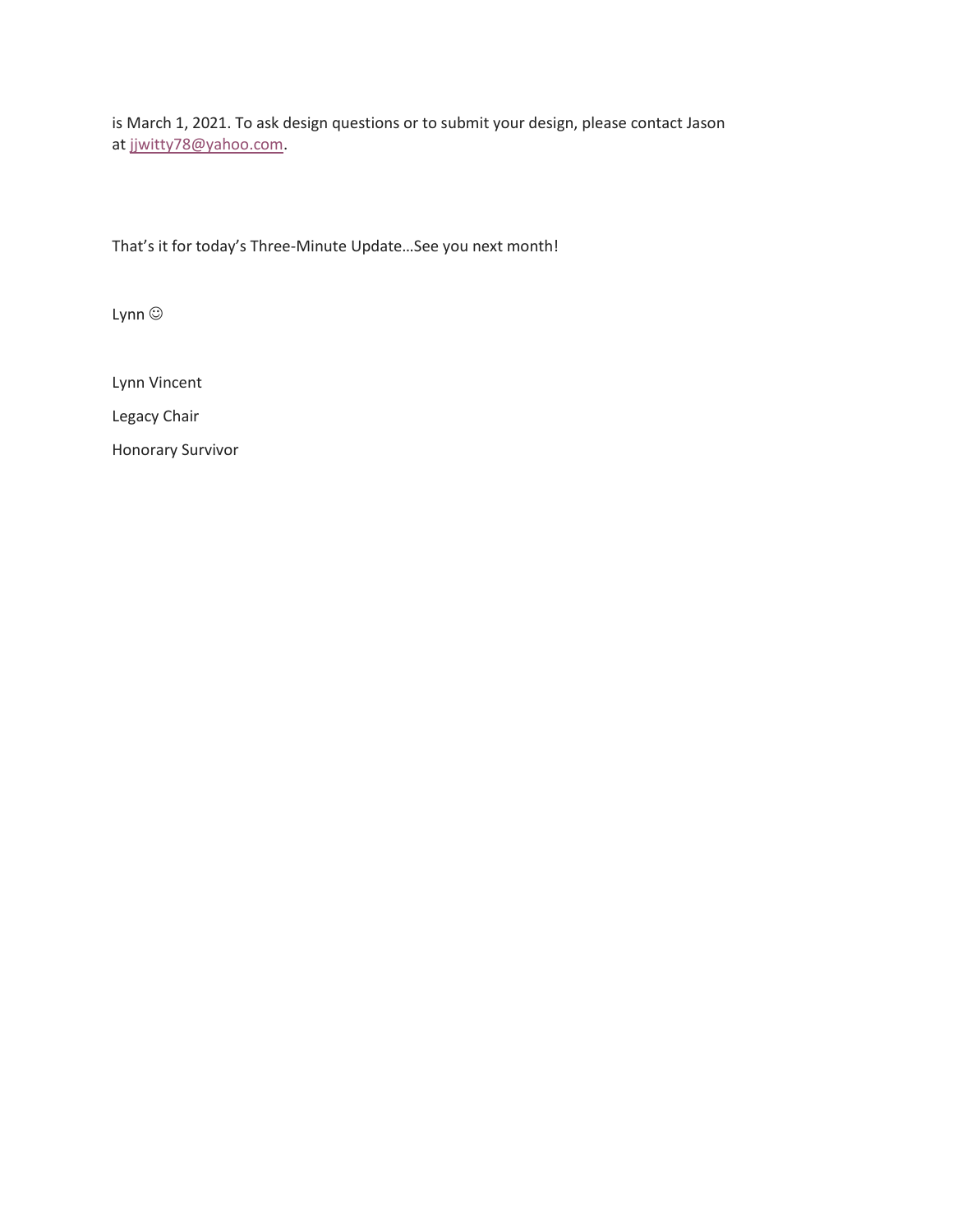is March 1, 2021. To ask design questions or to submit your design, please contact Jason at jjwitty78@yahoo.com.

That's it for today's Three-Minute Update…See you next month!

Lynn ☺

Lynn Vincent

Legacy Chair

Honorary Survivor